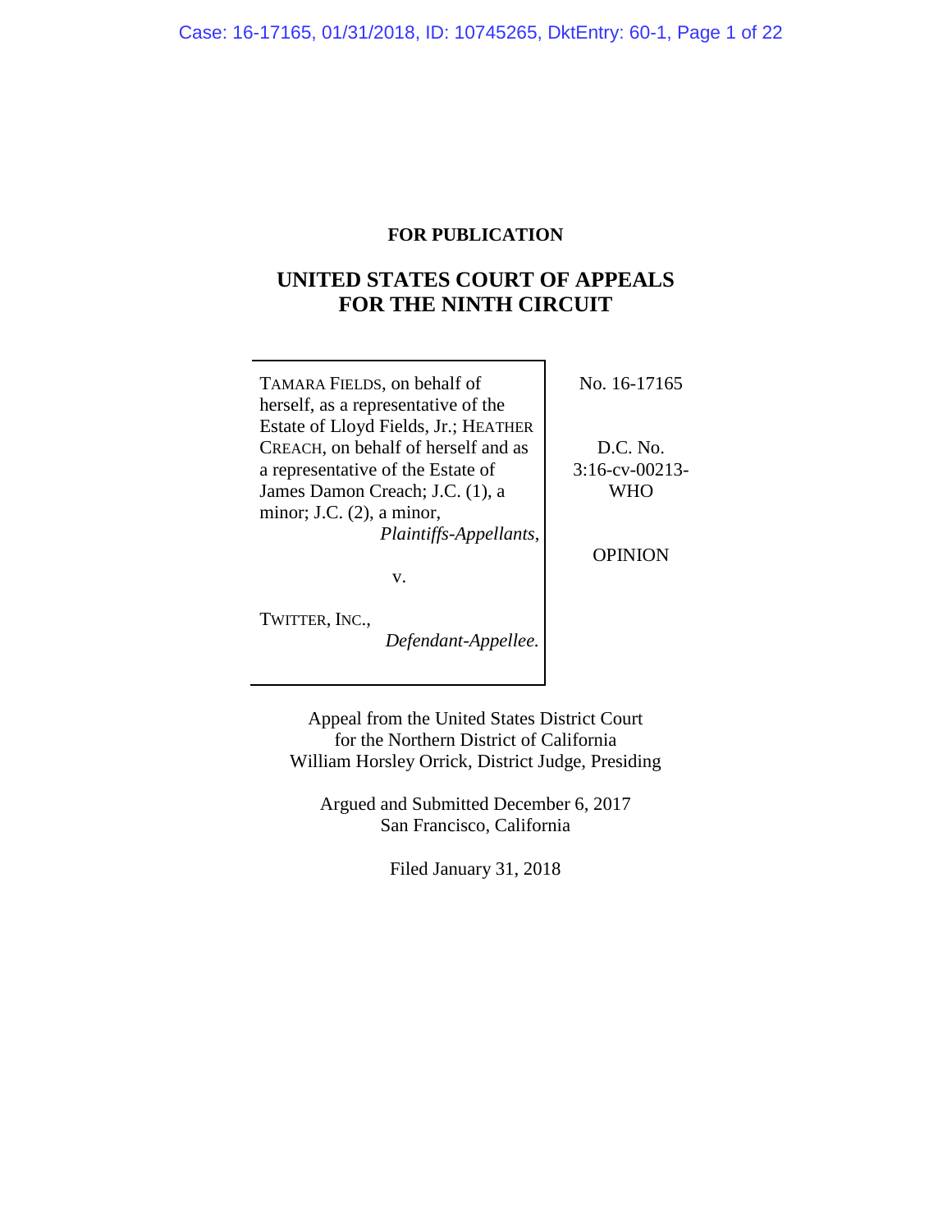**FOR PUBLICATION**

# UNITED STATES COURT OF APPEALS FOR THE NINTH CIRCUIT

TAMARA FIELDS, on behalf of herself, as a representative of the Estate of Lloyd Fields, Jr.; HEATHER CREACH, on behalf of herself and as a representative of the Estate of James Damon Creach; J.C. (1), a minor; J.C. (2), a minor,
*Plaintiffs-Appellants*,

v.

TWITTER, INC.,
*Defendant-Appellee.*

No. 16-17165

D.C. No. 3:16-cv-00213-WHO

OPINION

Appeal from the United States District Court for the Northern District of California
William Horsley Orrick, District Judge, Presiding

Argued and Submitted December 6, 2017
San Francisco, California

Filed January 31, 2018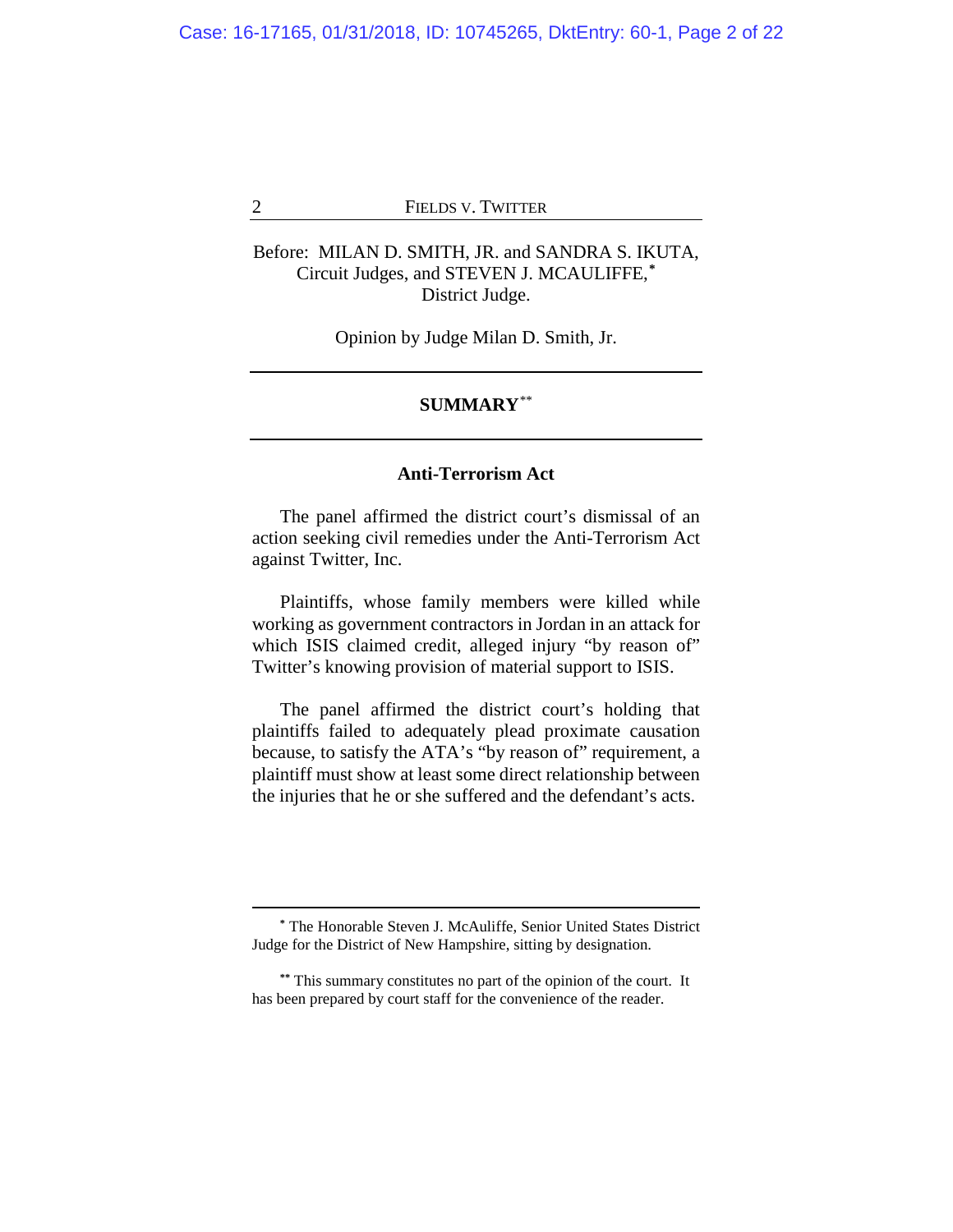Before: MILAN D. SMITH, JR. and SANDRA S. IKUTA, Circuit Judges, and STEVEN J. MCAULIFFE,* District Judge.

Opinion by Judge Milan D. Smith, Jr.

---

## SUMMARY**

---

### Anti-Terrorism Act

The panel affirmed the district court's dismissal of an action seeking civil remedies under the Anti-Terrorism Act against Twitter, Inc.

Plaintiffs, whose family members were killed while working as government contractors in Jordan in an attack for which ISIS claimed credit, alleged injury "by reason of" Twitter's knowing provision of material support to ISIS.

The panel affirmed the district court's holding that plaintiffs failed to adequately plead proximate causation because, to satisfy the ATA's "by reason of" requirement, a plaintiff must show at least some direct relationship between the injuries that he or she suffered and the defendant's acts.

---

* The Honorable Steven J. McAuliffe, Senior United States District Judge for the District of New Hampshire, sitting by designation.

** This summary constitutes no part of the opinion of the court. It has been prepared by court staff for the convenience of the reader.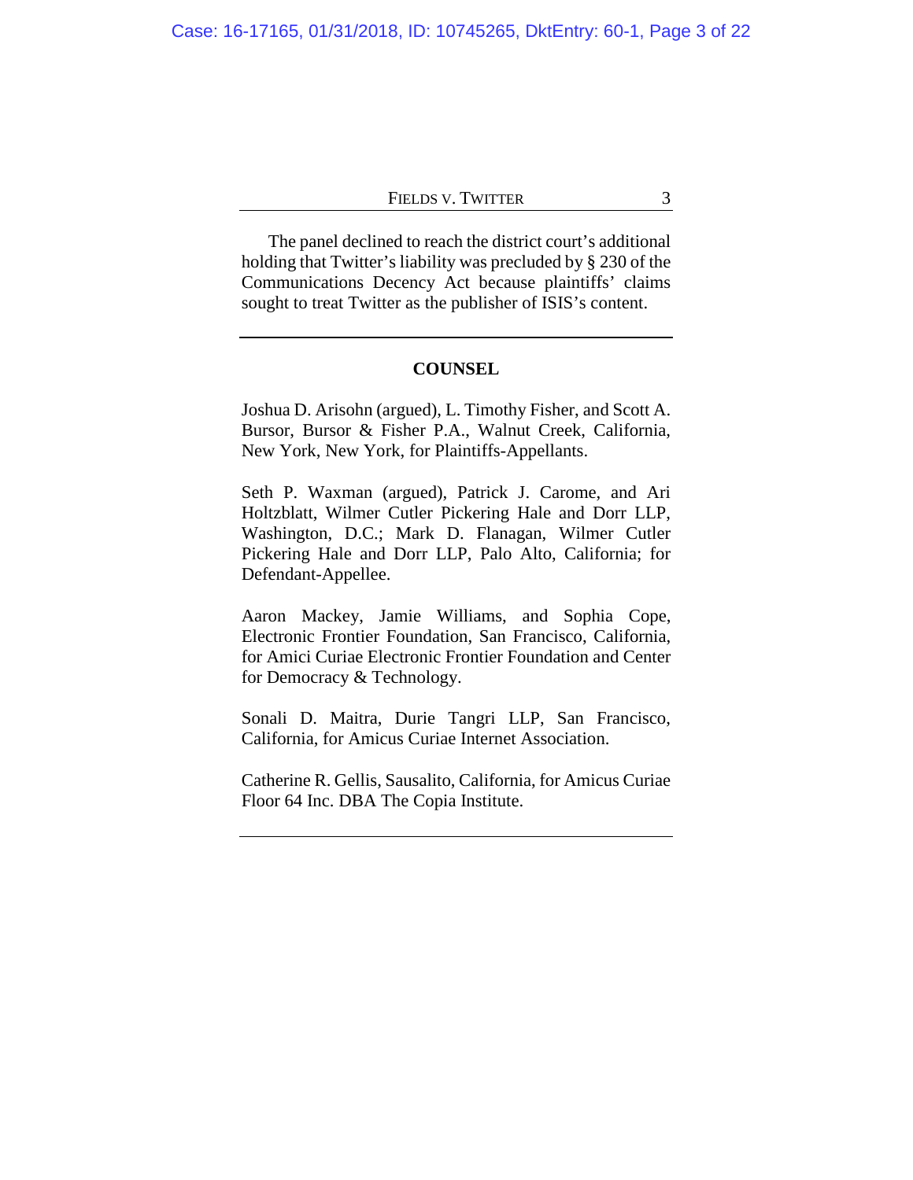The panel declined to reach the district court's additional holding that Twitter's liability was precluded by § 230 of the Communications Decency Act because plaintiffs' claims sought to treat Twitter as the publisher of ISIS's content.

---

## COUNSEL

Joshua D. Arisohn (argued), L. Timothy Fisher, and Scott A. Bursor, Bursor & Fisher P.A., Walnut Creek, California, New York, New York, for Plaintiffs-Appellants.

Seth P. Waxman (argued), Patrick J. Carome, and Ari Holtzblatt, Wilmer Cutler Pickering Hale and Dorr LLP, Washington, D.C.; Mark D. Flanagan, Wilmer Cutler Pickering Hale and Dorr LLP, Palo Alto, California; for Defendant-Appellee.

Aaron Mackey, Jamie Williams, and Sophia Cope, Electronic Frontier Foundation, San Francisco, California, for Amici Curiae Electronic Frontier Foundation and Center for Democracy & Technology.

Sonali D. Maitra, Durie Tangri LLP, San Francisco, California, for Amicus Curiae Internet Association.

Catherine R. Gellis, Sausalito, California, for Amicus Curiae Floor 64 Inc. DBA The Copia Institute.

---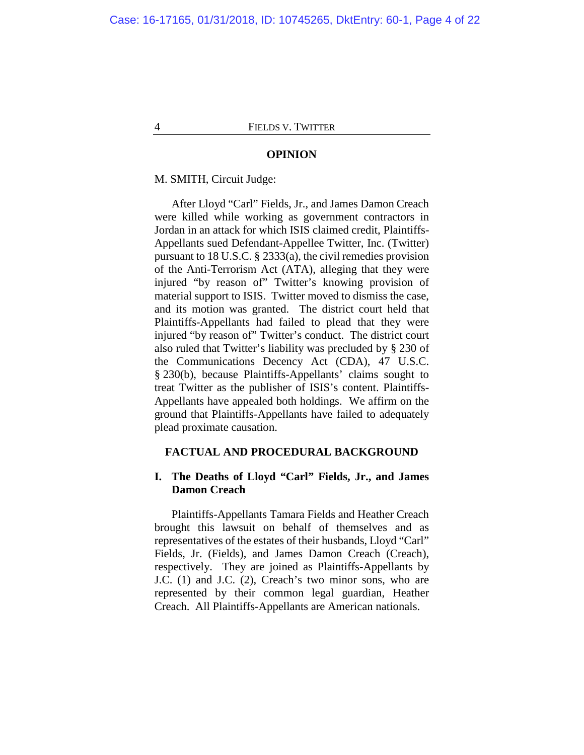## OPINION

M. SMITH, Circuit Judge:

After Lloyd "Carl" Fields, Jr., and James Damon Creach were killed while working as government contractors in Jordan in an attack for which ISIS claimed credit, Plaintiffs-Appellants sued Defendant-Appellee Twitter, Inc. (Twitter) pursuant to 18 U.S.C. § 2333(a), the civil remedies provision of the Anti-Terrorism Act (ATA), alleging that they were injured "by reason of" Twitter's knowing provision of material support to ISIS. Twitter moved to dismiss the case, and its motion was granted. The district court held that Plaintiffs-Appellants had failed to plead that they were injured "by reason of" Twitter's conduct. The district court also ruled that Twitter's liability was precluded by § 230 of the Communications Decency Act (CDA), 47 U.S.C. § 230(b), because Plaintiffs-Appellants' claims sought to treat Twitter as the publisher of ISIS's content. Plaintiffs-Appellants have appealed both holdings. We affirm on the ground that Plaintiffs-Appellants have failed to adequately plead proximate causation.

## FACTUAL AND PROCEDURAL BACKGROUND

### I. The Deaths of Lloyd "Carl" Fields, Jr., and James Damon Creach

Plaintiffs-Appellants Tamara Fields and Heather Creach brought this lawsuit on behalf of themselves and as representatives of the estates of their husbands, Lloyd "Carl" Fields, Jr. (Fields), and James Damon Creach (Creach), respectively. They are joined as Plaintiffs-Appellants by J.C. (1) and J.C. (2), Creach's two minor sons, who are represented by their common legal guardian, Heather Creach. All Plaintiffs-Appellants are American nationals.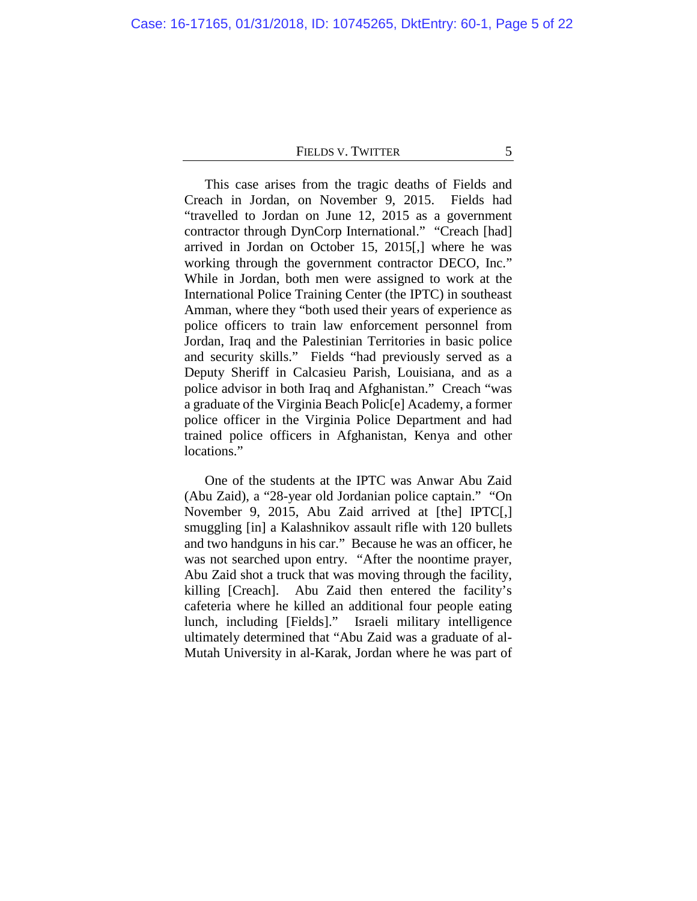This case arises from the tragic deaths of Fields and Creach in Jordan, on November 9, 2015. Fields had "travelled to Jordan on June 12, 2015 as a government contractor through DynCorp International." "Creach [had] arrived in Jordan on October 15, 2015[,] where he was working through the government contractor DECO, Inc." While in Jordan, both men were assigned to work at the International Police Training Center (the IPTC) in southeast Amman, where they "both used their years of experience as police officers to train law enforcement personnel from Jordan, Iraq and the Palestinian Territories in basic police and security skills." Fields "had previously served as a Deputy Sheriff in Calcasieu Parish, Louisiana, and as a police advisor in both Iraq and Afghanistan." Creach "was a graduate of the Virginia Beach Polic[e] Academy, a former police officer in the Virginia Police Department and had trained police officers in Afghanistan, Kenya and other locations."

One of the students at the IPTC was Anwar Abu Zaid (Abu Zaid), a "28-year old Jordanian police captain." "On November 9, 2015, Abu Zaid arrived at [the] IPTC[,] smuggling [in] a Kalashnikov assault rifle with 120 bullets and two handguns in his car." Because he was an officer, he was not searched upon entry. "After the noontime prayer, Abu Zaid shot a truck that was moving through the facility, killing [Creach]. Abu Zaid then entered the facility's cafeteria where he killed an additional four people eating lunch, including [Fields]." Israeli military intelligence ultimately determined that "Abu Zaid was a graduate of al-Mutah University in al-Karak, Jordan where he was part of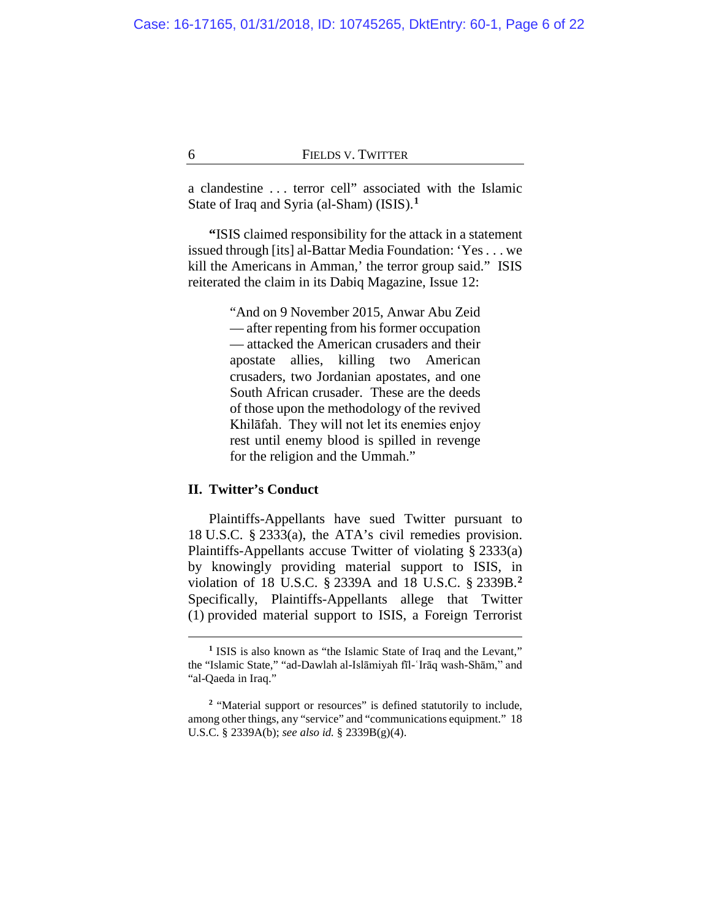a clandestine . . . terror cell" associated with the Islamic State of Iraq and Syria (al-Sham) (ISIS).[1]

"ISIS claimed responsibility for the attack in a statement issued through [its] al-Battar Media Foundation: 'Yes . . . we kill the Americans in Amman,' the terror group said." ISIS reiterated the claim in its Dabiq Magazine, Issue 12:

> "And on 9 November 2015, Anwar Abu Zeid — after repenting from his former occupation — attacked the American crusaders and their apostate allies, killing two American crusaders, two Jordanian apostates, and one South African crusader. These are the deeds of those upon the methodology of the revived Khilāfah. They will not let its enemies enjoy rest until enemy blood is spilled in revenge for the religion and the Ummah."

## II. Twitter's Conduct

Plaintiffs-Appellants have sued Twitter pursuant to 18 U.S.C. § 2333(a), the ATA's civil remedies provision. Plaintiffs-Appellants accuse Twitter of violating § 2333(a) by knowingly providing material support to ISIS, in violation of 18 U.S.C. § 2339A and 18 U.S.C. § 2339B.[2] Specifically, Plaintiffs-Appellants allege that Twitter (1) provided material support to ISIS, a Foreign Terrorist

---

[1] ISIS is also known as "the Islamic State of Iraq and the Levant," the "Islamic State," "ad-Dawlah al-Islāmiyah fīl-ʿIrāq wash-Shām," and "al-Qaeda in Iraq."

[2] "Material support or resources" is defined statutorily to include, among other things, any "service" and "communications equipment." 18 U.S.C. § 2339A(b); *see also id.* § 2339B(g)(4).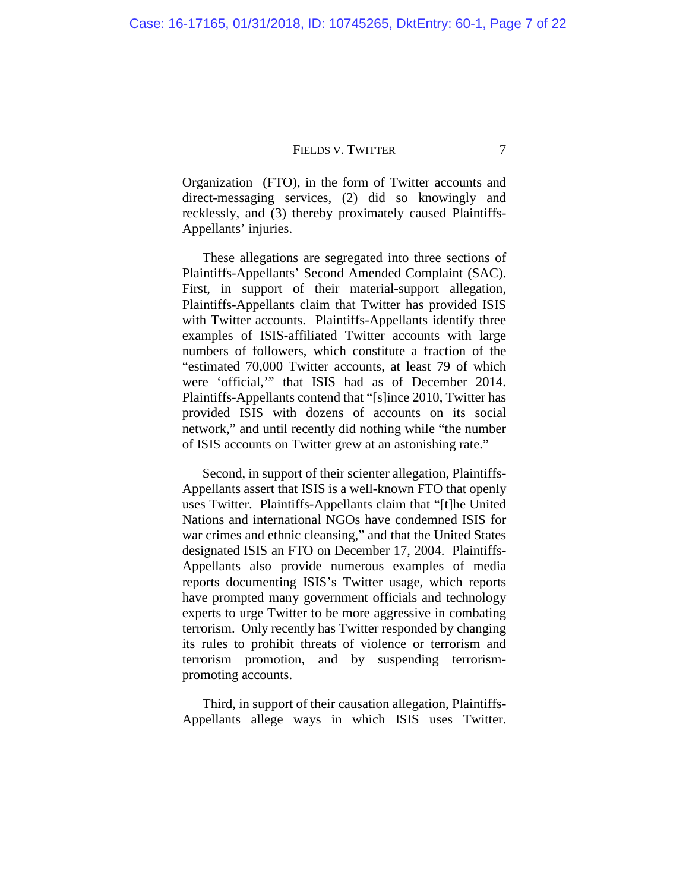Organization (FTO), in the form of Twitter accounts and direct-messaging services, (2) did so knowingly and recklessly, and (3) thereby proximately caused Plaintiffs-Appellants' injuries.

These allegations are segregated into three sections of Plaintiffs-Appellants' Second Amended Complaint (SAC). First, in support of their material-support allegation, Plaintiffs-Appellants claim that Twitter has provided ISIS with Twitter accounts. Plaintiffs-Appellants identify three examples of ISIS-affiliated Twitter accounts with large numbers of followers, which constitute a fraction of the "estimated 70,000 Twitter accounts, at least 79 of which were 'official,'" that ISIS had as of December 2014. Plaintiffs-Appellants contend that "[s]ince 2010, Twitter has provided ISIS with dozens of accounts on its social network," and until recently did nothing while "the number of ISIS accounts on Twitter grew at an astonishing rate."

Second, in support of their scienter allegation, Plaintiffs-Appellants assert that ISIS is a well-known FTO that openly uses Twitter. Plaintiffs-Appellants claim that "[t]he United Nations and international NGOs have condemned ISIS for war crimes and ethnic cleansing," and that the United States designated ISIS an FTO on December 17, 2004. Plaintiffs-Appellants also provide numerous examples of media reports documenting ISIS's Twitter usage, which reports have prompted many government officials and technology experts to urge Twitter to be more aggressive in combating terrorism. Only recently has Twitter responded by changing its rules to prohibit threats of violence or terrorism and terrorism promotion, and by suspending terrorism-promoting accounts.

Third, in support of their causation allegation, Plaintiffs-Appellants allege ways in which ISIS uses Twitter.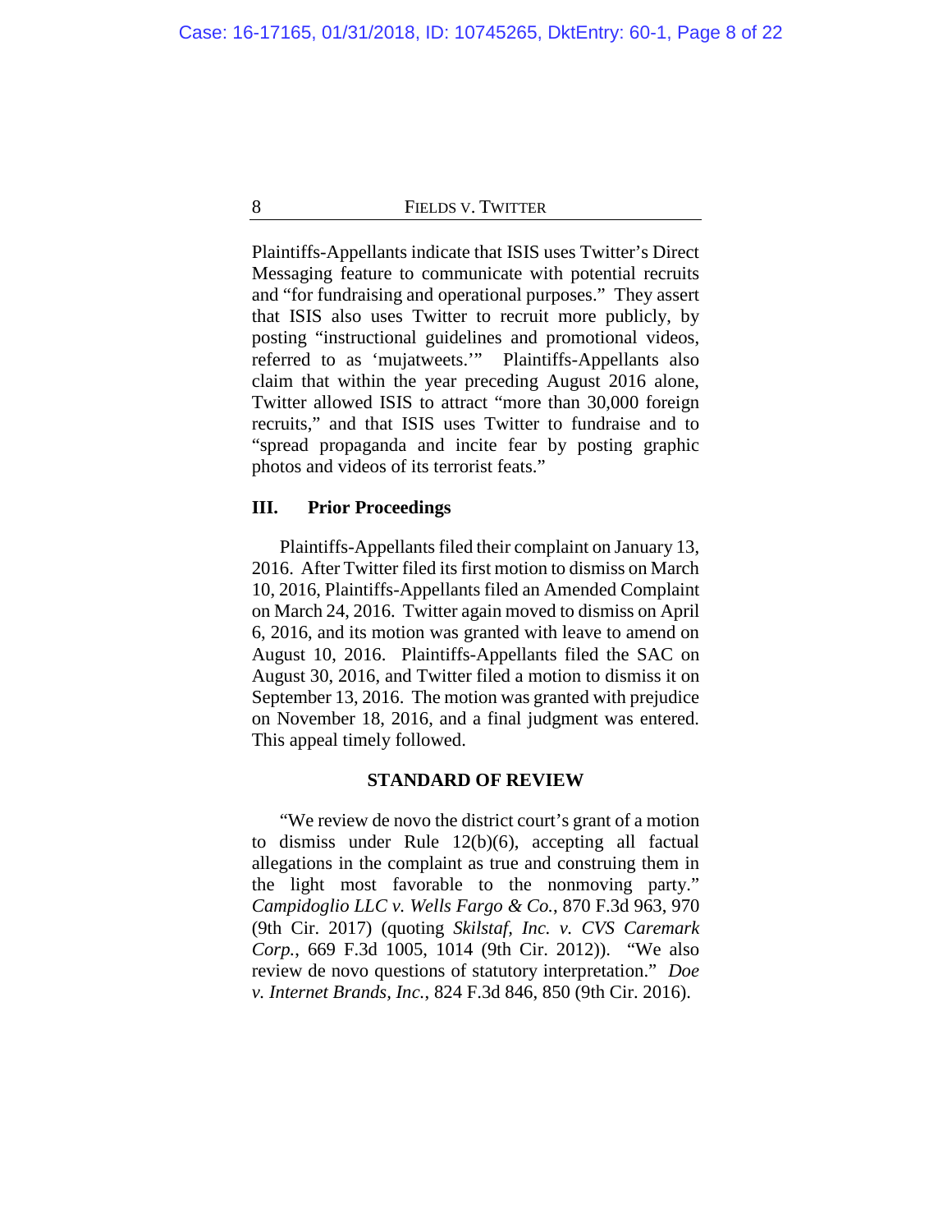Plaintiffs-Appellants indicate that ISIS uses Twitter's Direct Messaging feature to communicate with potential recruits and "for fundraising and operational purposes." They assert that ISIS also uses Twitter to recruit more publicly, by posting "instructional guidelines and promotional videos, referred to as 'mujatweets.'" Plaintiffs-Appellants also claim that within the year preceding August 2016 alone, Twitter allowed ISIS to attract "more than 30,000 foreign recruits," and that ISIS uses Twitter to fundraise and to "spread propaganda and incite fear by posting graphic photos and videos of its terrorist feats."

### III. Prior Proceedings

Plaintiffs-Appellants filed their complaint on January 13, 2016. After Twitter filed its first motion to dismiss on March 10, 2016, Plaintiffs-Appellants filed an Amended Complaint on March 24, 2016. Twitter again moved to dismiss on April 6, 2016, and its motion was granted with leave to amend on August 10, 2016. Plaintiffs-Appellants filed the SAC on August 30, 2016, and Twitter filed a motion to dismiss it on September 13, 2016. The motion was granted with prejudice on November 18, 2016, and a final judgment was entered. This appeal timely followed.

## STANDARD OF REVIEW

"We review de novo the district court's grant of a motion to dismiss under Rule 12(b)(6), accepting all factual allegations in the complaint as true and construing them in the light most favorable to the nonmoving party." *Campidoglio LLC v. Wells Fargo & Co.*, 870 F.3d 963, 970 (9th Cir. 2017) (quoting *Skilstaf, Inc. v. CVS Caremark Corp.*, 669 F.3d 1005, 1014 (9th Cir. 2012)). "We also review de novo questions of statutory interpretation." *Doe v. Internet Brands, Inc.*, 824 F.3d 846, 850 (9th Cir. 2016).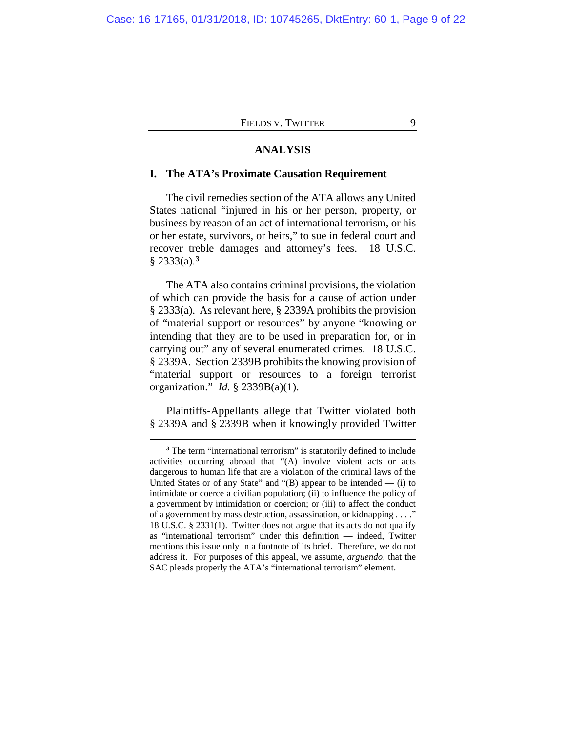## ANALYSIS

### I. The ATA's Proximate Causation Requirement

The civil remedies section of the ATA allows any United States national "injured in his or her person, property, or business by reason of an act of international terrorism, or his or her estate, survivors, or heirs," to sue in federal court and recover treble damages and attorney's fees. 18 U.S.C. § 2333(a).[3]

The ATA also contains criminal provisions, the violation of which can provide the basis for a cause of action under § 2333(a). As relevant here, § 2339A prohibits the provision of "material support or resources" by anyone "knowing or intending that they are to be used in preparation for, or in carrying out" any of several enumerated crimes. 18 U.S.C. § 2339A. Section 2339B prohibits the knowing provision of "material support or resources to a foreign terrorist organization." *Id.* § 2339B(a)(1).

Plaintiffs-Appellants allege that Twitter violated both § 2339A and § 2339B when it knowingly provided Twitter

---

[3] The term "international terrorism" is statutorily defined to include activities occurring abroad that "(A) involve violent acts or acts dangerous to human life that are a violation of the criminal laws of the United States or of any State" and "(B) appear to be intended — (i) to intimidate or coerce a civilian population; (ii) to influence the policy of a government by intimidation or coercion; or (iii) to affect the conduct of a government by mass destruction, assassination, or kidnapping . . . ." 18 U.S.C. § 2331(1). Twitter does not argue that its acts do not qualify as "international terrorism" under this definition — indeed, Twitter mentions this issue only in a footnote of its brief. Therefore, we do not address it. For purposes of this appeal, we assume, *arguendo*, that the SAC pleads properly the ATA's "international terrorism" element.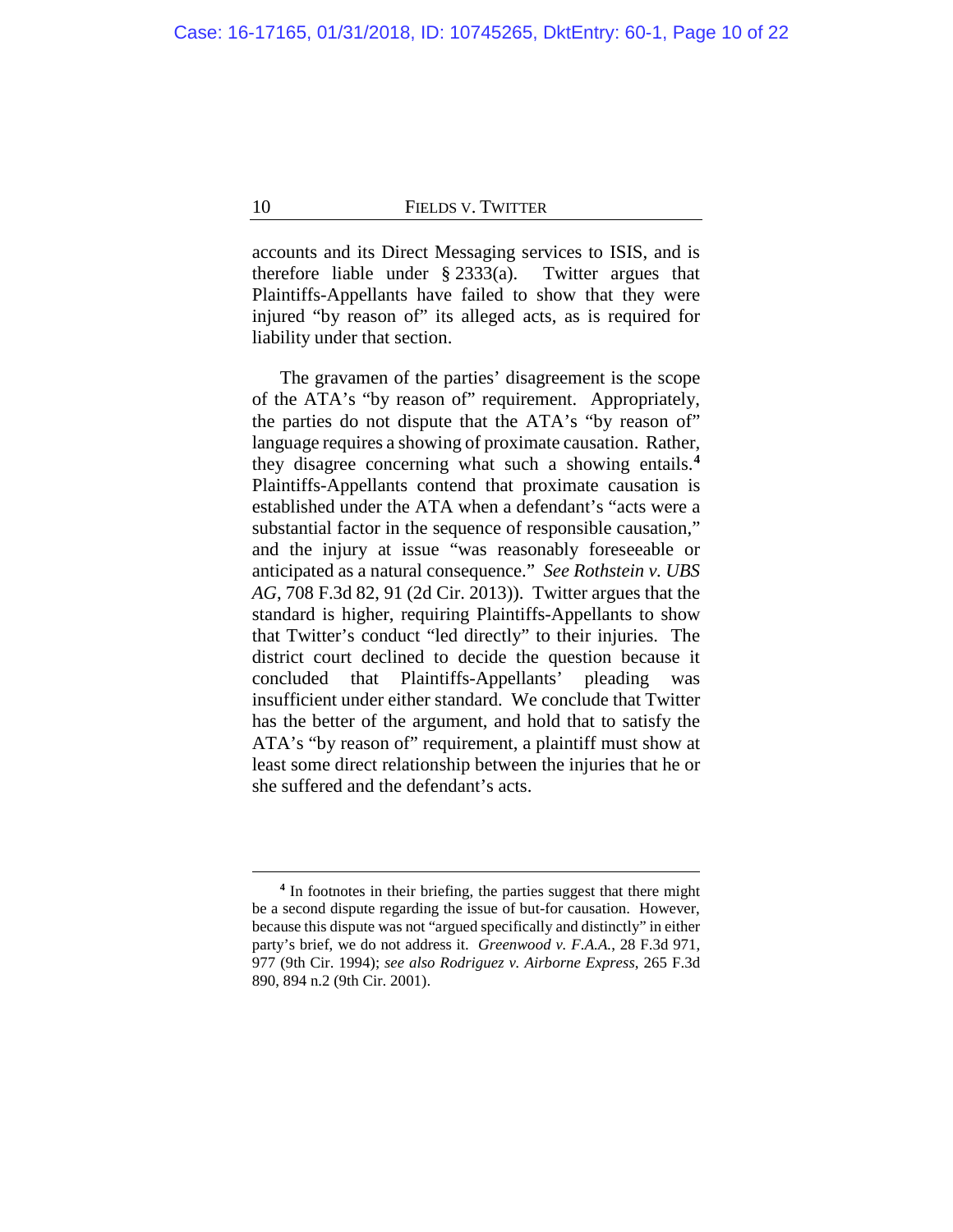accounts and its Direct Messaging services to ISIS, and is therefore liable under § 2333(a). Twitter argues that Plaintiffs-Appellants have failed to show that they were injured "by reason of" its alleged acts, as is required for liability under that section.

The gravamen of the parties' disagreement is the scope of the ATA's "by reason of" requirement. Appropriately, the parties do not dispute that the ATA's "by reason of" language requires a showing of proximate causation. Rather, they disagree concerning what such a showing entails.[4] Plaintiffs-Appellants contend that proximate causation is established under the ATA when a defendant's "acts were a substantial factor in the sequence of responsible causation," and the injury at issue "was reasonably foreseeable or anticipated as a natural consequence." *See Rothstein v. UBS AG*, 708 F.3d 82, 91 (2d Cir. 2013)). Twitter argues that the standard is higher, requiring Plaintiffs-Appellants to show that Twitter's conduct "led directly" to their injuries. The district court declined to decide the question because it concluded that Plaintiffs-Appellants' pleading was insufficient under either standard. We conclude that Twitter has the better of the argument, and hold that to satisfy the ATA's "by reason of" requirement, a plaintiff must show at least some direct relationship between the injuries that he or she suffered and the defendant's acts.

---

[4] In footnotes in their briefing, the parties suggest that there might be a second dispute regarding the issue of but-for causation. However, because this dispute was not "argued specifically and distinctly" in either party's brief, we do not address it. *Greenwood v. F.A.A.*, 28 F.3d 971, 977 (9th Cir. 1994); *see also Rodriguez v. Airborne Express*, 265 F.3d 890, 894 n.2 (9th Cir. 2001).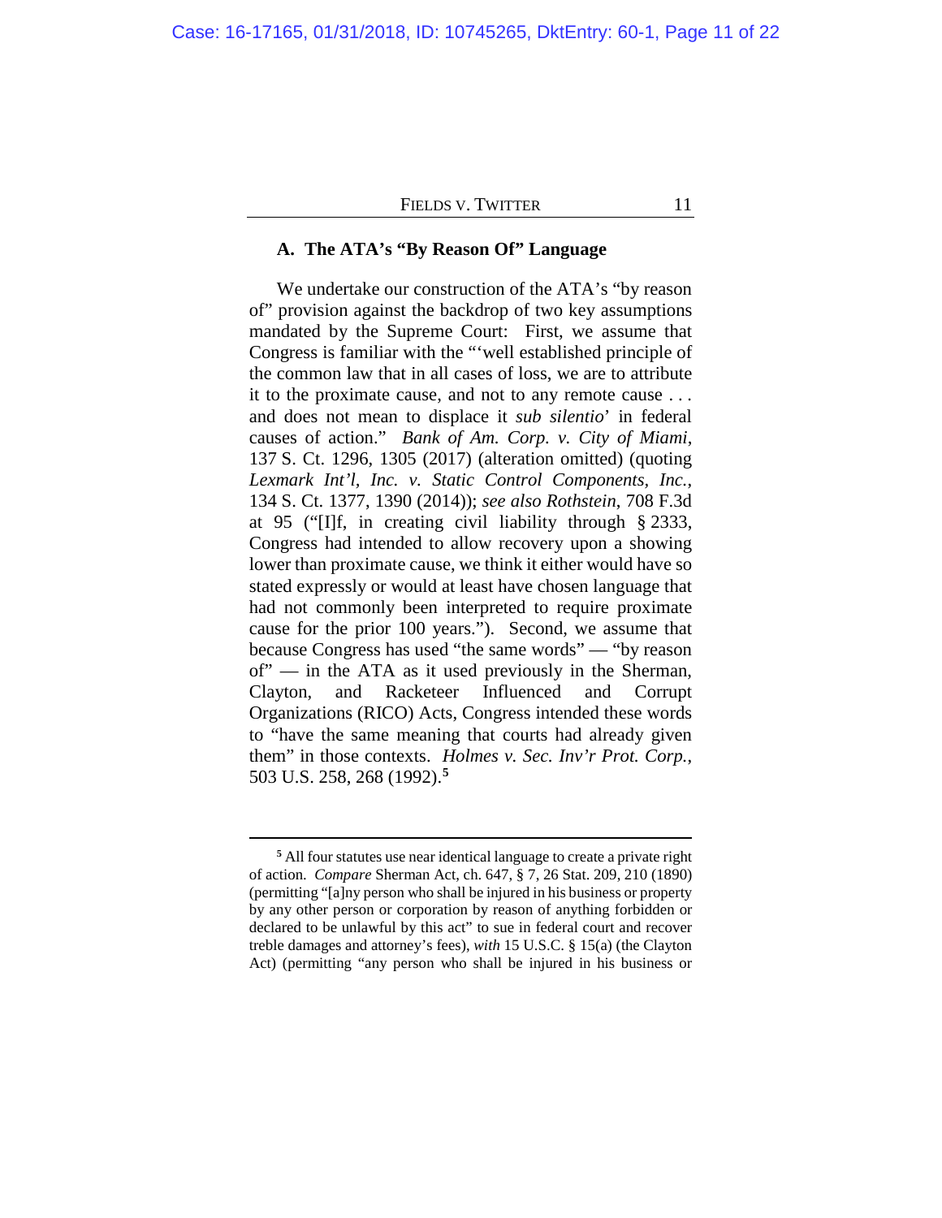### A. The ATA's "By Reason Of" Language

We undertake our construction of the ATA's "by reason of" provision against the backdrop of two key assumptions mandated by the Supreme Court: First, we assume that Congress is familiar with the "'well established principle of the common law that in all cases of loss, we are to attribute it to the proximate cause, and not to any remote cause . . . and does not mean to displace it *sub silentio*' in federal causes of action." *Bank of Am. Corp. v. City of Miami*, 137 S. Ct. 1296, 1305 (2017) (alteration omitted) (quoting *Lexmark Int'l, Inc. v. Static Control Components, Inc.*, 134 S. Ct. 1377, 1390 (2014)); *see also Rothstein*, 708 F.3d at 95 ("[I]f, in creating civil liability through § 2333, Congress had intended to allow recovery upon a showing lower than proximate cause, we think it either would have so stated expressly or would at least have chosen language that had not commonly been interpreted to require proximate cause for the prior 100 years."). Second, we assume that because Congress has used "the same words" — "by reason of" — in the ATA as it used previously in the Sherman, Clayton, and Racketeer Influenced and Corrupt Organizations (RICO) Acts, Congress intended these words to "have the same meaning that courts had already given them" in those contexts. *Holmes v. Sec. Inv'r Prot. Corp.*, 503 U.S. 258, 268 (1992).[5]

---

[5] All four statutes use near identical language to create a private right of action. *Compare* Sherman Act, ch. 647, § 7, 26 Stat. 209, 210 (1890) (permitting "[a]ny person who shall be injured in his business or property by any other person or corporation by reason of anything forbidden or declared to be unlawful by this act" to sue in federal court and recover treble damages and attorney's fees), *with* 15 U.S.C. § 15(a) (the Clayton Act) (permitting "any person who shall be injured in his business or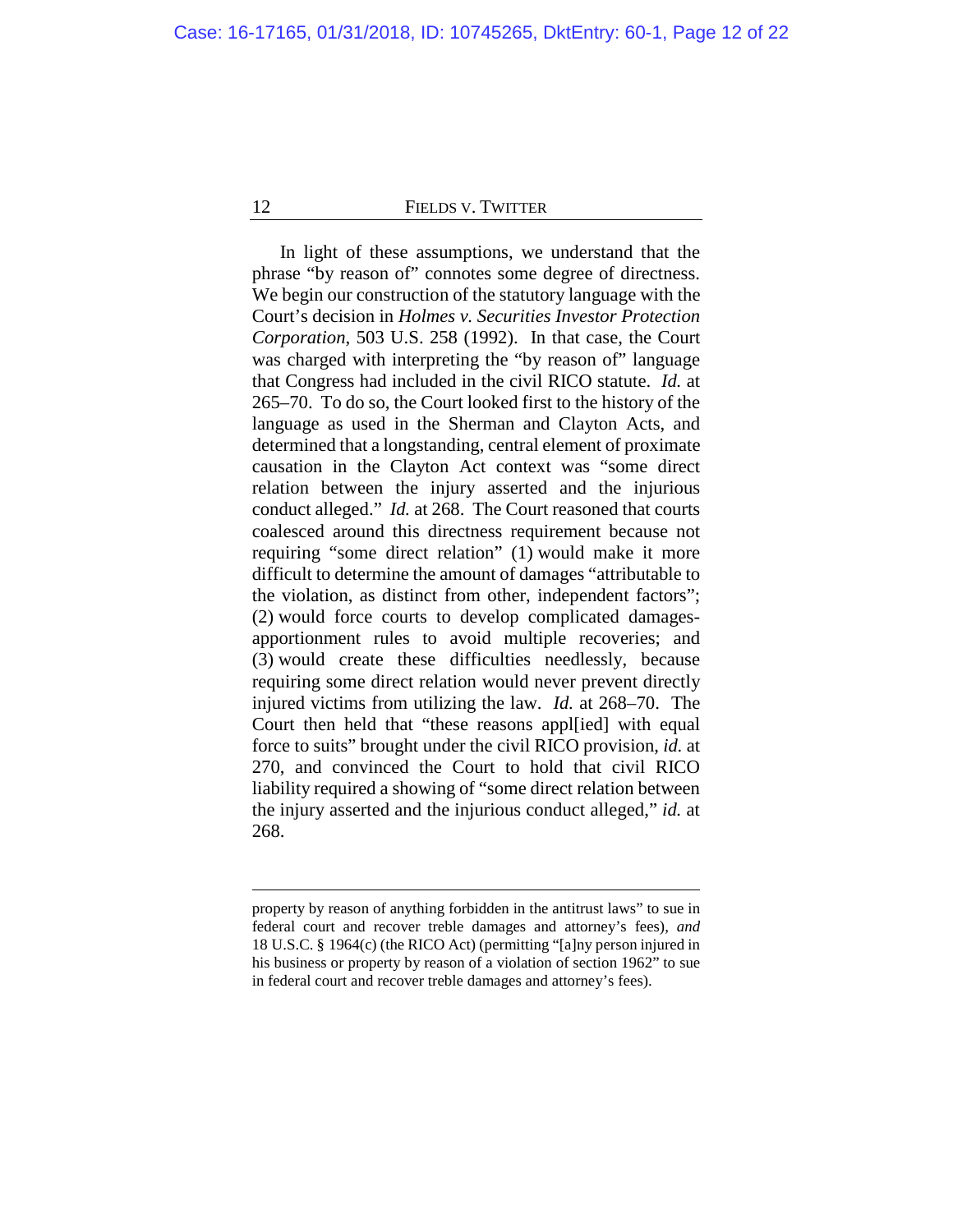In light of these assumptions, we understand that the phrase "by reason of" connotes some degree of directness. We begin our construction of the statutory language with the Court's decision in *Holmes v. Securities Investor Protection Corporation*, 503 U.S. 258 (1992). In that case, the Court was charged with interpreting the "by reason of" language that Congress had included in the civil RICO statute. *Id.* at 265–70. To do so, the Court looked first to the history of the language as used in the Sherman and Clayton Acts, and determined that a longstanding, central element of proximate causation in the Clayton Act context was "some direct relation between the injury asserted and the injurious conduct alleged." *Id.* at 268. The Court reasoned that courts coalesced around this directness requirement because not requiring "some direct relation" (1) would make it more difficult to determine the amount of damages "attributable to the violation, as distinct from other, independent factors"; (2) would force courts to develop complicated damages-apportionment rules to avoid multiple recoveries; and (3) would create these difficulties needlessly, because requiring some direct relation would never prevent directly injured victims from utilizing the law. *Id.* at 268–70. The Court then held that "these reasons appl[ied] with equal force to suits" brought under the civil RICO provision, *id.* at 270, and convinced the Court to hold that civil RICO liability required a showing of "some direct relation between the injury asserted and the injurious conduct alleged," *id.* at 268.

---

property by reason of anything forbidden in the antitrust laws" to sue in federal court and recover treble damages and attorney's fees), *and* 18 U.S.C. § 1964(c) (the RICO Act) (permitting "[a]ny person injured in his business or property by reason of a violation of section 1962" to sue in federal court and recover treble damages and attorney's fees).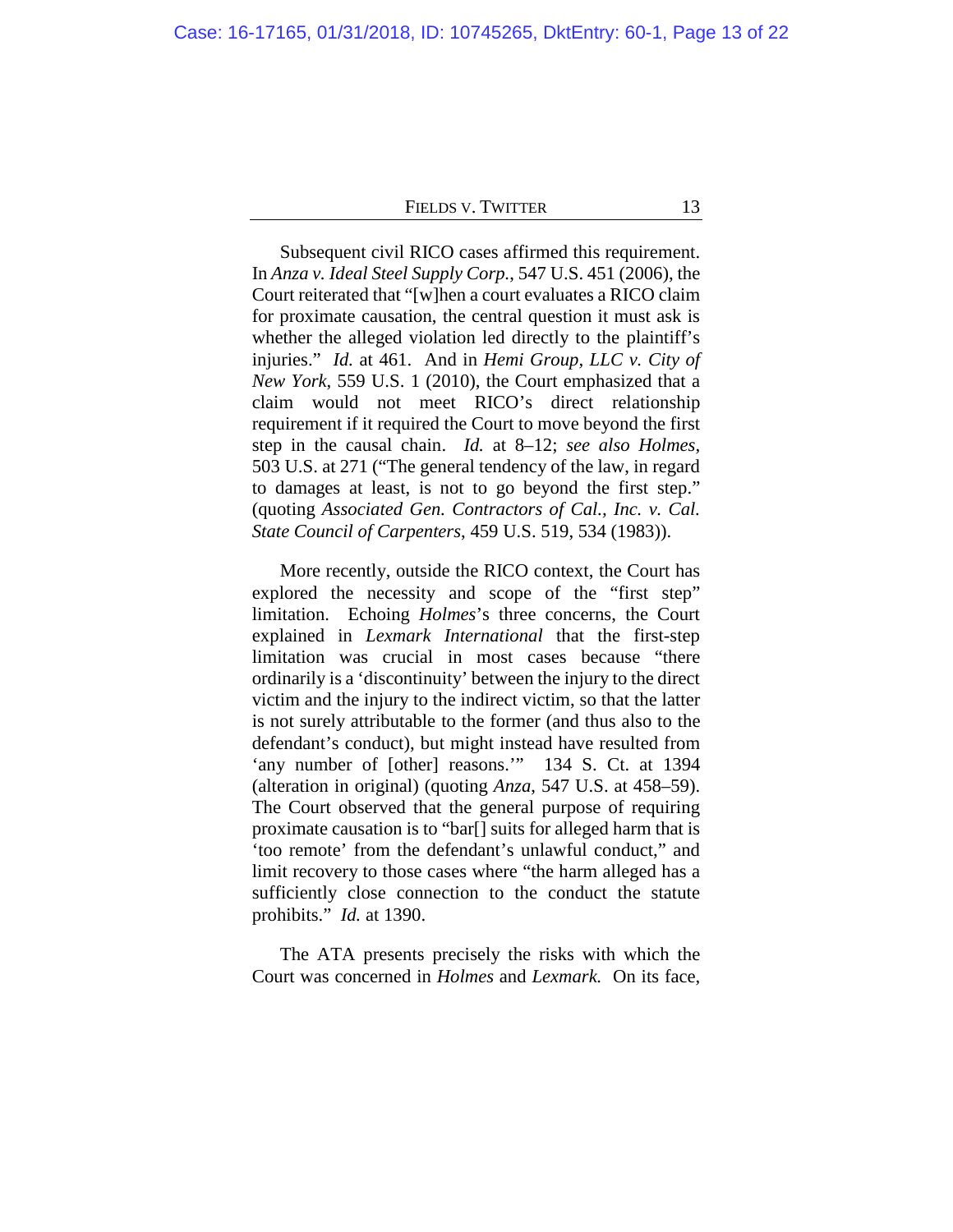Subsequent civil RICO cases affirmed this requirement. In *Anza v. Ideal Steel Supply Corp.*, 547 U.S. 451 (2006), the Court reiterated that "[w]hen a court evaluates a RICO claim for proximate causation, the central question it must ask is whether the alleged violation led directly to the plaintiff's injuries." *Id.* at 461. And in *Hemi Group, LLC v. City of New York*, 559 U.S. 1 (2010), the Court emphasized that a claim would not meet RICO's direct relationship requirement if it required the Court to move beyond the first step in the causal chain. *Id.* at 8–12; *see also Holmes*, 503 U.S. at 271 ("The general tendency of the law, in regard to damages at least, is not to go beyond the first step." (quoting *Associated Gen. Contractors of Cal., Inc. v. Cal. State Council of Carpenters*, 459 U.S. 519, 534 (1983)).

More recently, outside the RICO context, the Court has explored the necessity and scope of the "first step" limitation. Echoing *Holmes*'s three concerns, the Court explained in *Lexmark International* that the first-step limitation was crucial in most cases because "there ordinarily is a 'discontinuity' between the injury to the direct victim and the injury to the indirect victim, so that the latter is not surely attributable to the former (and thus also to the defendant's conduct), but might instead have resulted from 'any number of [other] reasons.'" 134 S. Ct. at 1394 (alteration in original) (quoting *Anza*, 547 U.S. at 458–59). The Court observed that the general purpose of requiring proximate causation is to "bar[] suits for alleged harm that is 'too remote' from the defendant's unlawful conduct," and limit recovery to those cases where "the harm alleged has a sufficiently close connection to the conduct the statute prohibits." *Id.* at 1390.

The ATA presents precisely the risks with which the Court was concerned in *Holmes* and *Lexmark.* On its face,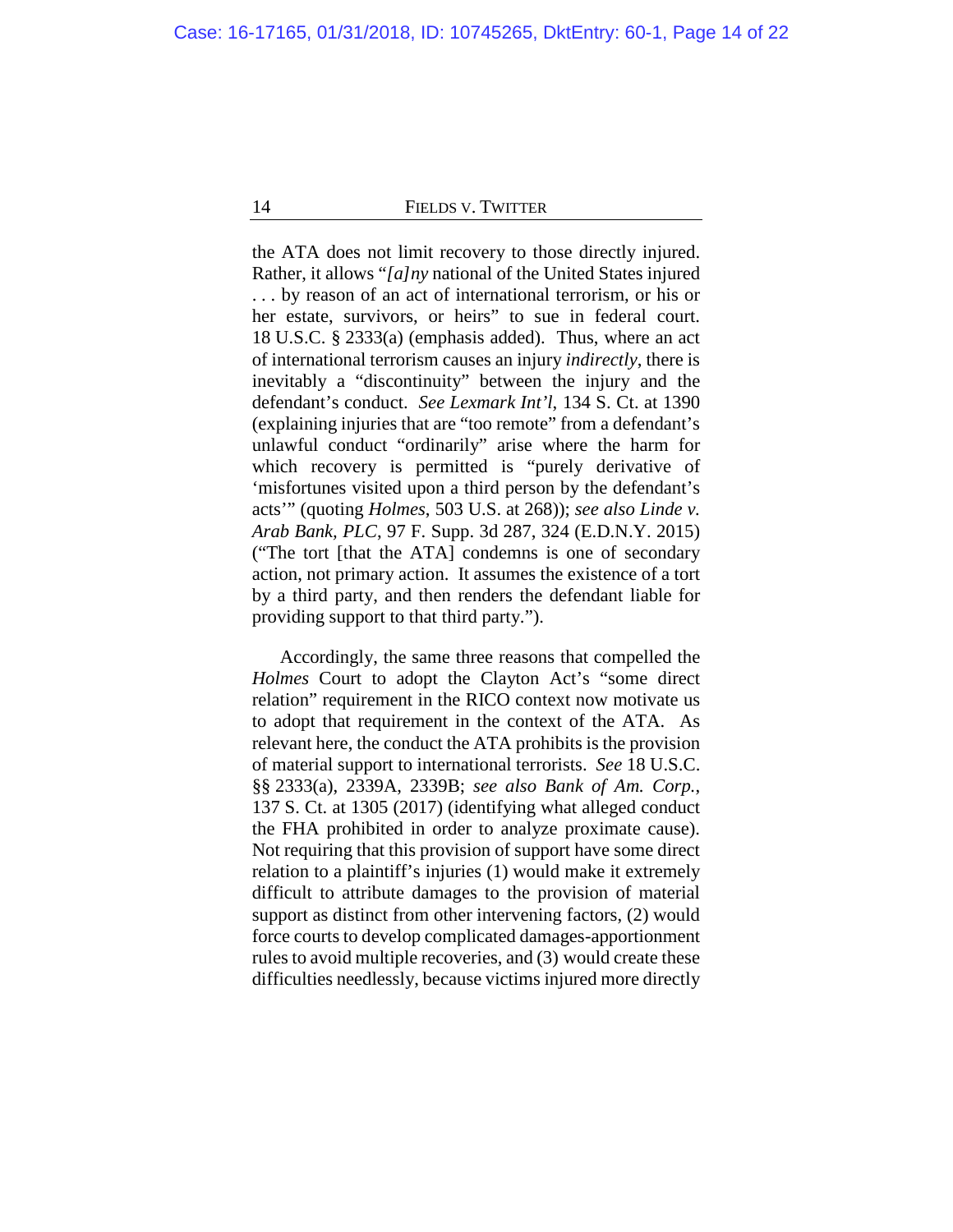the ATA does not limit recovery to those directly injured. Rather, it allows "*[a]ny* national of the United States injured . . . by reason of an act of international terrorism, or his or her estate, survivors, or heirs" to sue in federal court. 18 U.S.C. § 2333(a) (emphasis added). Thus, where an act of international terrorism causes an injury *indirectly*, there is inevitably a "discontinuity" between the injury and the defendant's conduct. *See Lexmark Int'l*, 134 S. Ct. at 1390 (explaining injuries that are "too remote" from a defendant's unlawful conduct "ordinarily" arise where the harm for which recovery is permitted is "purely derivative of 'misfortunes visited upon a third person by the defendant's acts'" (quoting *Holmes*, 503 U.S. at 268)); *see also Linde v. Arab Bank, PLC*, 97 F. Supp. 3d 287, 324 (E.D.N.Y. 2015) ("The tort [that the ATA] condemns is one of secondary action, not primary action. It assumes the existence of a tort by a third party, and then renders the defendant liable for providing support to that third party.").

Accordingly, the same three reasons that compelled the *Holmes* Court to adopt the Clayton Act's "some direct relation" requirement in the RICO context now motivate us to adopt that requirement in the context of the ATA. As relevant here, the conduct the ATA prohibits is the provision of material support to international terrorists. *See* 18 U.S.C. §§ 2333(a), 2339A, 2339B; *see also Bank of Am. Corp.*, 137 S. Ct. at 1305 (2017) (identifying what alleged conduct the FHA prohibited in order to analyze proximate cause). Not requiring that this provision of support have some direct relation to a plaintiff's injuries (1) would make it extremely difficult to attribute damages to the provision of material support as distinct from other intervening factors, (2) would force courts to develop complicated damages-apportionment rules to avoid multiple recoveries, and (3) would create these difficulties needlessly, because victims injured more directly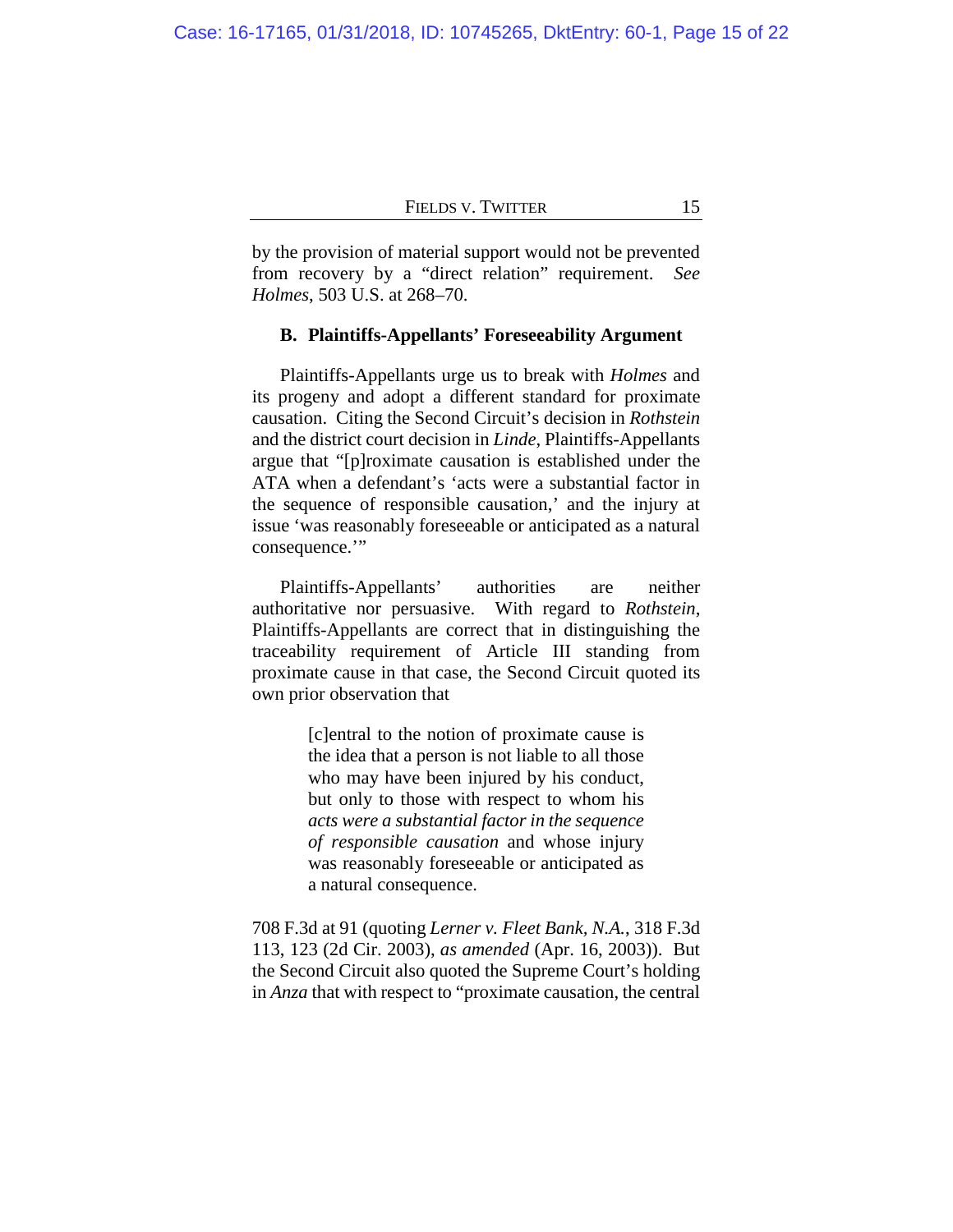by the provision of material support would not be prevented from recovery by a "direct relation" requirement. *See Holmes*, 503 U.S. at 268–70.

### B. Plaintiffs-Appellants' Foreseeability Argument

Plaintiffs-Appellants urge us to break with *Holmes* and its progeny and adopt a different standard for proximate causation. Citing the Second Circuit's decision in *Rothstein* and the district court decision in *Linde*, Plaintiffs-Appellants argue that "[p]roximate causation is established under the ATA when a defendant's 'acts were a substantial factor in the sequence of responsible causation,' and the injury at issue 'was reasonably foreseeable or anticipated as a natural consequence.'"

Plaintiffs-Appellants' authorities are neither authoritative nor persuasive. With regard to *Rothstein*, Plaintiffs-Appellants are correct that in distinguishing the traceability requirement of Article III standing from proximate cause in that case, the Second Circuit quoted its own prior observation that

> [c]entral to the notion of proximate cause is the idea that a person is not liable to all those who may have been injured by his conduct, but only to those with respect to whom his *acts were a substantial factor in the sequence of responsible causation* and whose injury was reasonably foreseeable or anticipated as a natural consequence.

708 F.3d at 91 (quoting *Lerner v. Fleet Bank, N.A.*, 318 F.3d 113, 123 (2d Cir. 2003), *as amended* (Apr. 16, 2003)). But the Second Circuit also quoted the Supreme Court's holding in *Anza* that with respect to "proximate causation, the central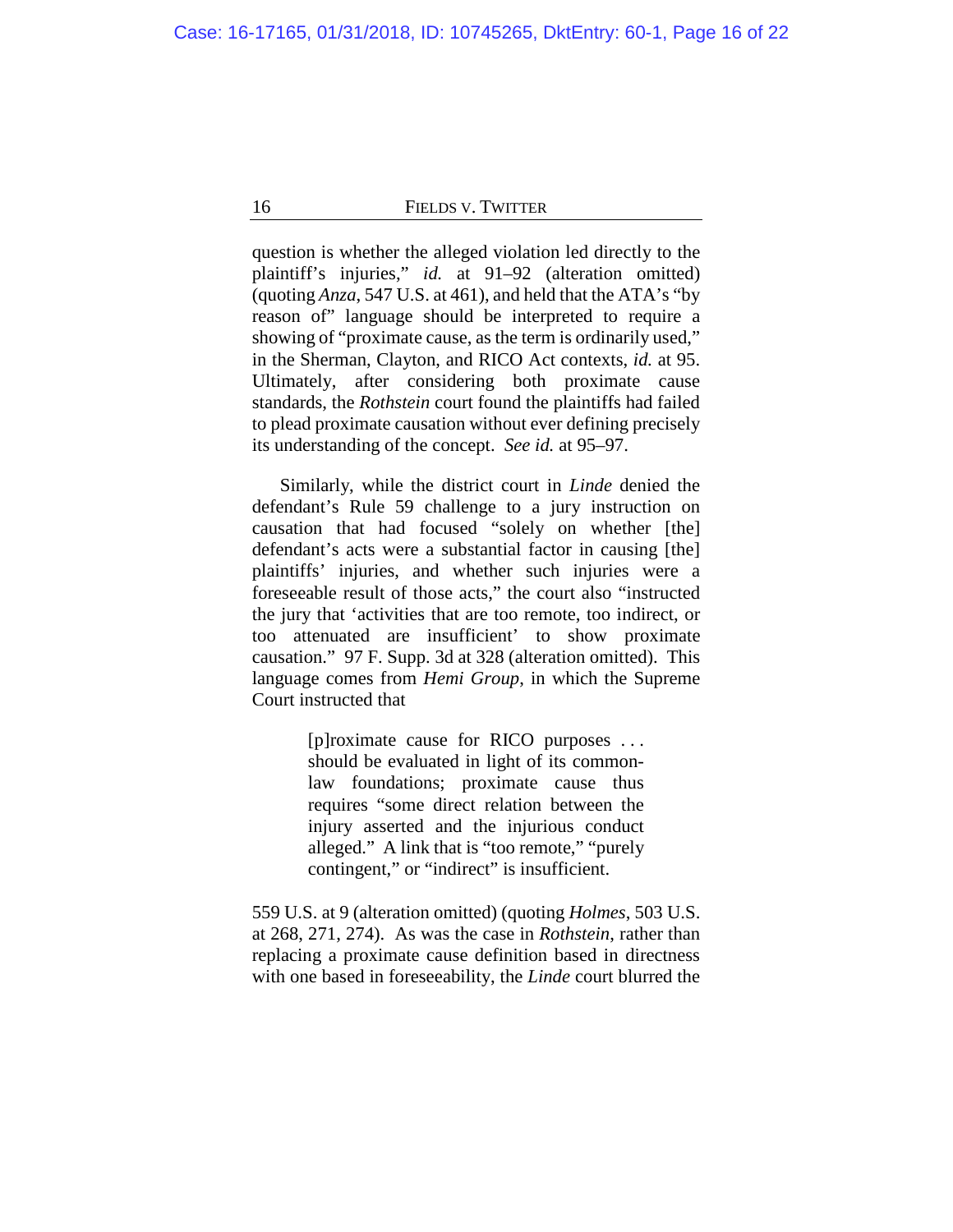question is whether the alleged violation led directly to the plaintiff's injuries," *id.* at 91–92 (alteration omitted) (quoting *Anza*, 547 U.S. at 461), and held that the ATA's "by reason of" language should be interpreted to require a showing of "proximate cause, as the term is ordinarily used," in the Sherman, Clayton, and RICO Act contexts, *id.* at 95. Ultimately, after considering both proximate cause standards, the *Rothstein* court found the plaintiffs had failed to plead proximate causation without ever defining precisely its understanding of the concept. *See id.* at 95–97.

Similarly, while the district court in *Linde* denied the defendant's Rule 59 challenge to a jury instruction on causation that had focused "solely on whether [the] defendant's acts were a substantial factor in causing [the] plaintiffs' injuries, and whether such injuries were a foreseeable result of those acts," the court also "instructed the jury that 'activities that are too remote, too indirect, or too attenuated are insufficient' to show proximate causation." 97 F. Supp. 3d at 328 (alteration omitted). This language comes from *Hemi Group*, in which the Supreme Court instructed that

> [p]roximate cause for RICO purposes . . . should be evaluated in light of its common-law foundations; proximate cause thus requires "some direct relation between the injury asserted and the injurious conduct alleged." A link that is "too remote," "purely contingent," or "indirect" is insufficient.

559 U.S. at 9 (alteration omitted) (quoting *Holmes*, 503 U.S. at 268, 271, 274). As was the case in *Rothstein*, rather than replacing a proximate cause definition based in directness with one based in foreseeability, the *Linde* court blurred the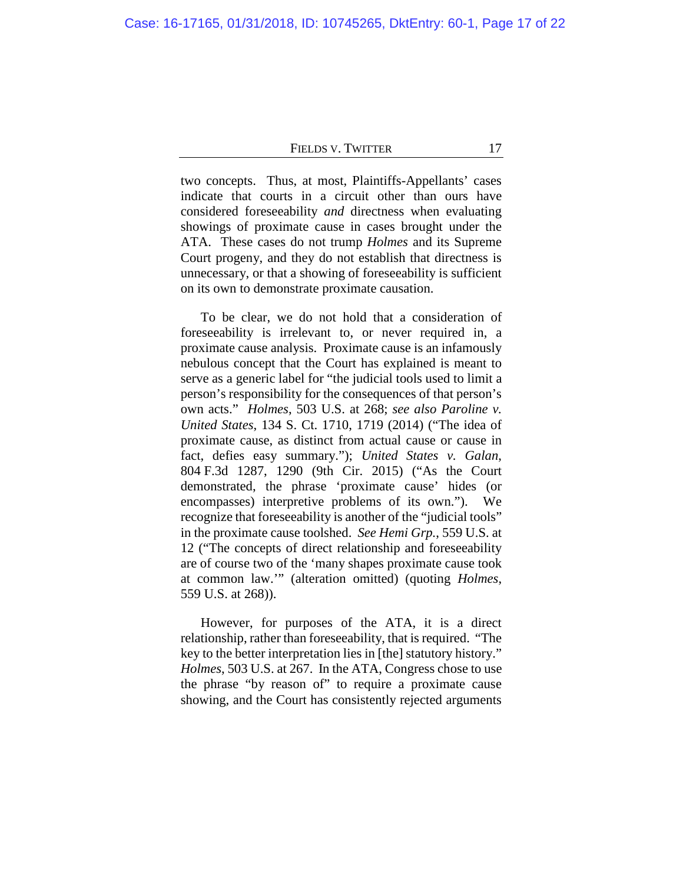two concepts. Thus, at most, Plaintiffs-Appellants' cases indicate that courts in a circuit other than ours have considered foreseeability *and* directness when evaluating showings of proximate cause in cases brought under the ATA. These cases do not trump *Holmes* and its Supreme Court progeny, and they do not establish that directness is unnecessary, or that a showing of foreseeability is sufficient on its own to demonstrate proximate causation.

To be clear, we do not hold that a consideration of foreseeability is irrelevant to, or never required in, a proximate cause analysis. Proximate cause is an infamously nebulous concept that the Court has explained is meant to serve as a generic label for "the judicial tools used to limit a person's responsibility for the consequences of that person's own acts." *Holmes*, 503 U.S. at 268; *see also Paroline v. United States*, 134 S. Ct. 1710, 1719 (2014) ("The idea of proximate cause, as distinct from actual cause or cause in fact, defies easy summary."); *United States v. Galan*, 804 F.3d 1287, 1290 (9th Cir. 2015) ("As the Court demonstrated, the phrase 'proximate cause' hides (or encompasses) interpretive problems of its own."). We recognize that foreseeability is another of the "judicial tools" in the proximate cause toolshed. *See Hemi Grp.*, 559 U.S. at 12 ("The concepts of direct relationship and foreseeability are of course two of the 'many shapes proximate cause took at common law.'" (alteration omitted) (quoting *Holmes*, 559 U.S. at 268)).

However, for purposes of the ATA, it is a direct relationship, rather than foreseeability, that is required. "The key to the better interpretation lies in [the] statutory history." *Holmes*, 503 U.S. at 267. In the ATA, Congress chose to use the phrase "by reason of" to require a proximate cause showing, and the Court has consistently rejected arguments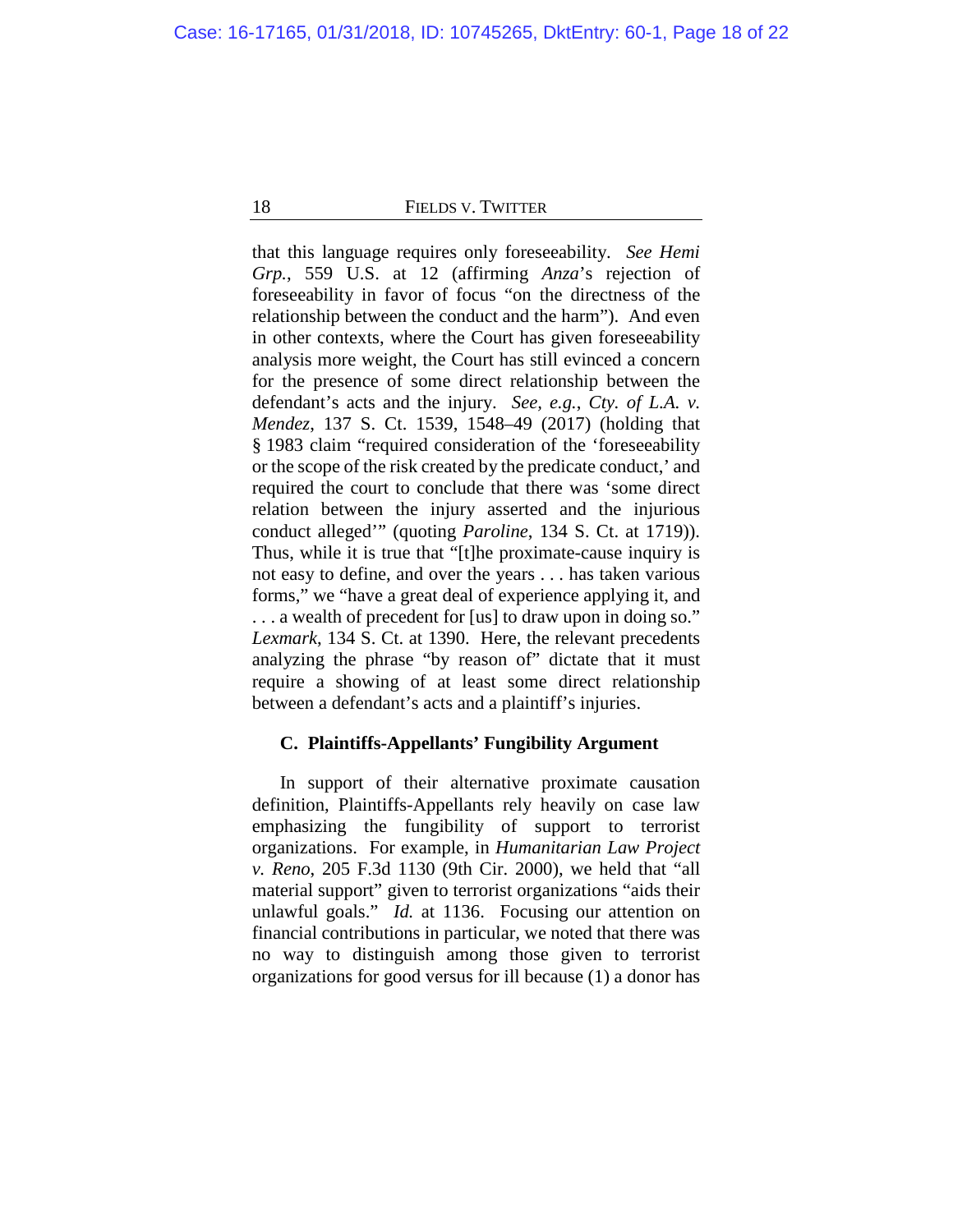that this language requires only foreseeability. *See Hemi Grp.*, 559 U.S. at 12 (affirming *Anza*'s rejection of foreseeability in favor of focus "on the directness of the relationship between the conduct and the harm"). And even in other contexts, where the Court has given foreseeability analysis more weight, the Court has still evinced a concern for the presence of some direct relationship between the defendant's acts and the injury. *See, e.g.*, *Cty. of L.A. v. Mendez*, 137 S. Ct. 1539, 1548–49 (2017) (holding that § 1983 claim "required consideration of the 'foreseeability or the scope of the risk created by the predicate conduct,' and required the court to conclude that there was 'some direct relation between the injury asserted and the injurious conduct alleged'" (quoting *Paroline*, 134 S. Ct. at 1719)). Thus, while it is true that "[t]he proximate-cause inquiry is not easy to define, and over the years . . . has taken various forms," we "have a great deal of experience applying it, and . . . a wealth of precedent for [us] to draw upon in doing so." *Lexmark*, 134 S. Ct. at 1390. Here, the relevant precedents analyzing the phrase "by reason of" dictate that it must require a showing of at least some direct relationship between a defendant's acts and a plaintiff's injuries.

### C. Plaintiffs-Appellants' Fungibility Argument

In support of their alternative proximate causation definition, Plaintiffs-Appellants rely heavily on case law emphasizing the fungibility of support to terrorist organizations. For example, in *Humanitarian Law Project v. Reno*, 205 F.3d 1130 (9th Cir. 2000), we held that "all material support" given to terrorist organizations "aids their unlawful goals." *Id.* at 1136. Focusing our attention on financial contributions in particular, we noted that there was no way to distinguish among those given to terrorist organizations for good versus for ill because (1) a donor has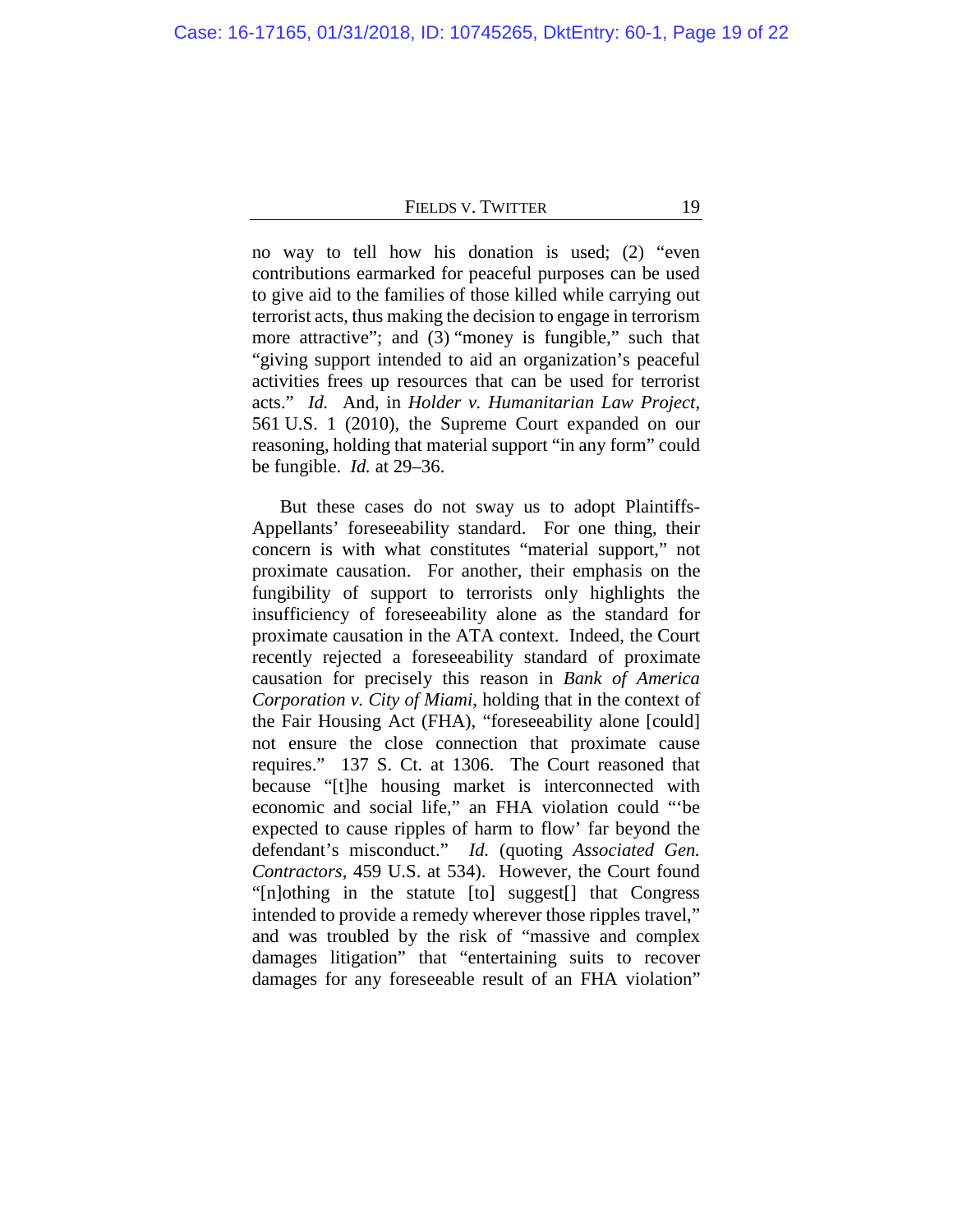no way to tell how his donation is used; (2) "even contributions earmarked for peaceful purposes can be used to give aid to the families of those killed while carrying out terrorist acts, thus making the decision to engage in terrorism more attractive"; and (3) "money is fungible," such that "giving support intended to aid an organization's peaceful activities frees up resources that can be used for terrorist acts." *Id.* And, in *Holder v. Humanitarian Law Project*, 561 U.S. 1 (2010), the Supreme Court expanded on our reasoning, holding that material support "in any form" could be fungible. *Id.* at 29–36.

But these cases do not sway us to adopt Plaintiffs-Appellants' foreseeability standard. For one thing, their concern is with what constitutes "material support," not proximate causation. For another, their emphasis on the fungibility of support to terrorists only highlights the insufficiency of foreseeability alone as the standard for proximate causation in the ATA context. Indeed, the Court recently rejected a foreseeability standard of proximate causation for precisely this reason in *Bank of America Corporation v. City of Miami*, holding that in the context of the Fair Housing Act (FHA), "foreseeability alone [could] not ensure the close connection that proximate cause requires." 137 S. Ct. at 1306. The Court reasoned that because "[t]he housing market is interconnected with economic and social life," an FHA violation could "'be expected to cause ripples of harm to flow' far beyond the defendant's misconduct." *Id.* (quoting *Associated Gen. Contractors*, 459 U.S. at 534). However, the Court found "[n]othing in the statute [to] suggest[] that Congress intended to provide a remedy wherever those ripples travel," and was troubled by the risk of "massive and complex damages litigation" that "entertaining suits to recover damages for any foreseeable result of an FHA violation"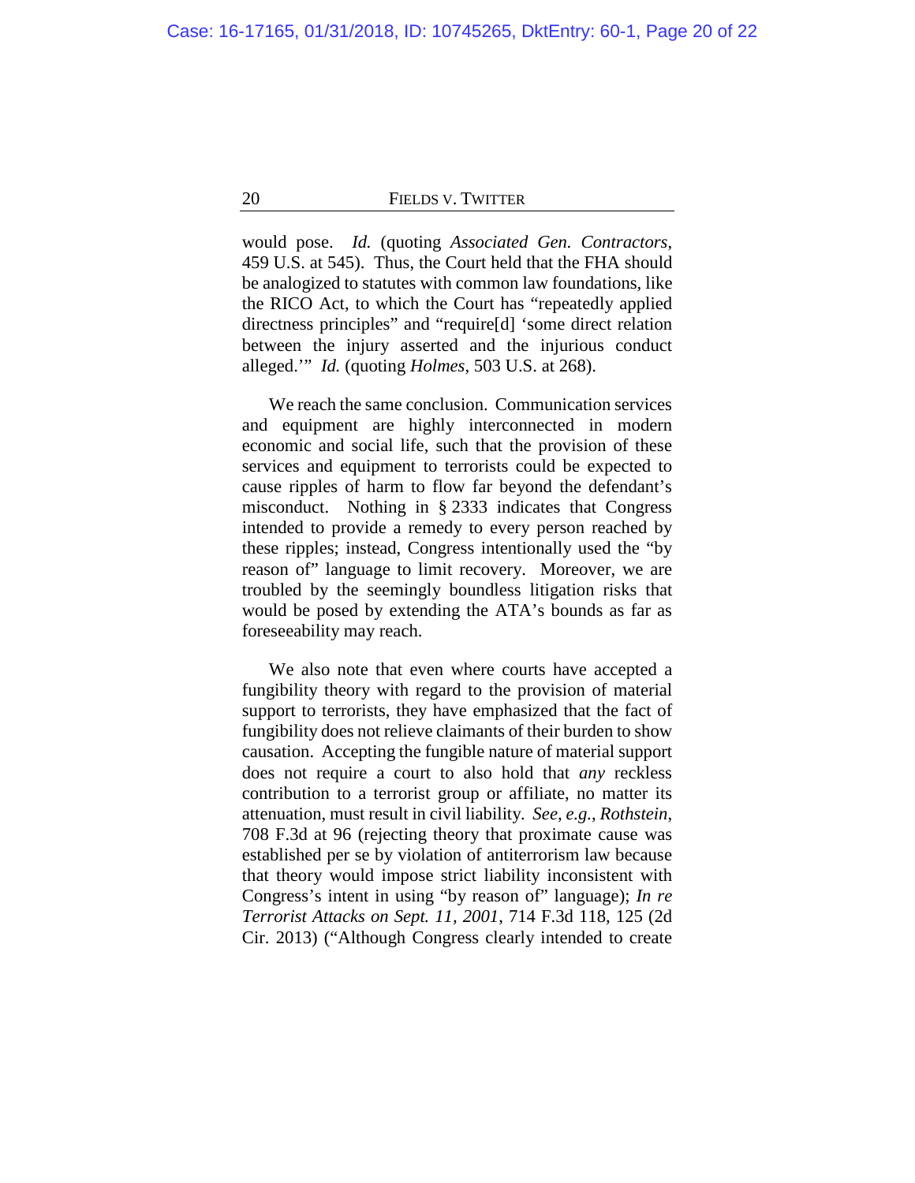would pose. *Id.* (quoting *Associated Gen. Contractors*, 459 U.S. at 545). Thus, the Court held that the FHA should be analogized to statutes with common law foundations, like the RICO Act, to which the Court has "repeatedly applied directness principles" and "require[d] 'some direct relation between the injury asserted and the injurious conduct alleged.'" *Id.* (quoting *Holmes*, 503 U.S. at 268).

We reach the same conclusion. Communication services and equipment are highly interconnected in modern economic and social life, such that the provision of these services and equipment to terrorists could be expected to cause ripples of harm to flow far beyond the defendant's misconduct. Nothing in § 2333 indicates that Congress intended to provide a remedy to every person reached by these ripples; instead, Congress intentionally used the "by reason of" language to limit recovery. Moreover, we are troubled by the seemingly boundless litigation risks that would be posed by extending the ATA's bounds as far as foreseeability may reach.

We also note that even where courts have accepted a fungibility theory with regard to the provision of material support to terrorists, they have emphasized that the fact of fungibility does not relieve claimants of their burden to show causation. Accepting the fungible nature of material support does not require a court to also hold that *any* reckless contribution to a terrorist group or affiliate, no matter its attenuation, must result in civil liability. *See, e.g.*, *Rothstein*, 708 F.3d at 96 (rejecting theory that proximate cause was established per se by violation of antiterrorism law because that theory would impose strict liability inconsistent with Congress's intent in using "by reason of" language); *In re Terrorist Attacks on Sept. 11, 2001*, 714 F.3d 118, 125 (2d Cir. 2013) ("Although Congress clearly intended to create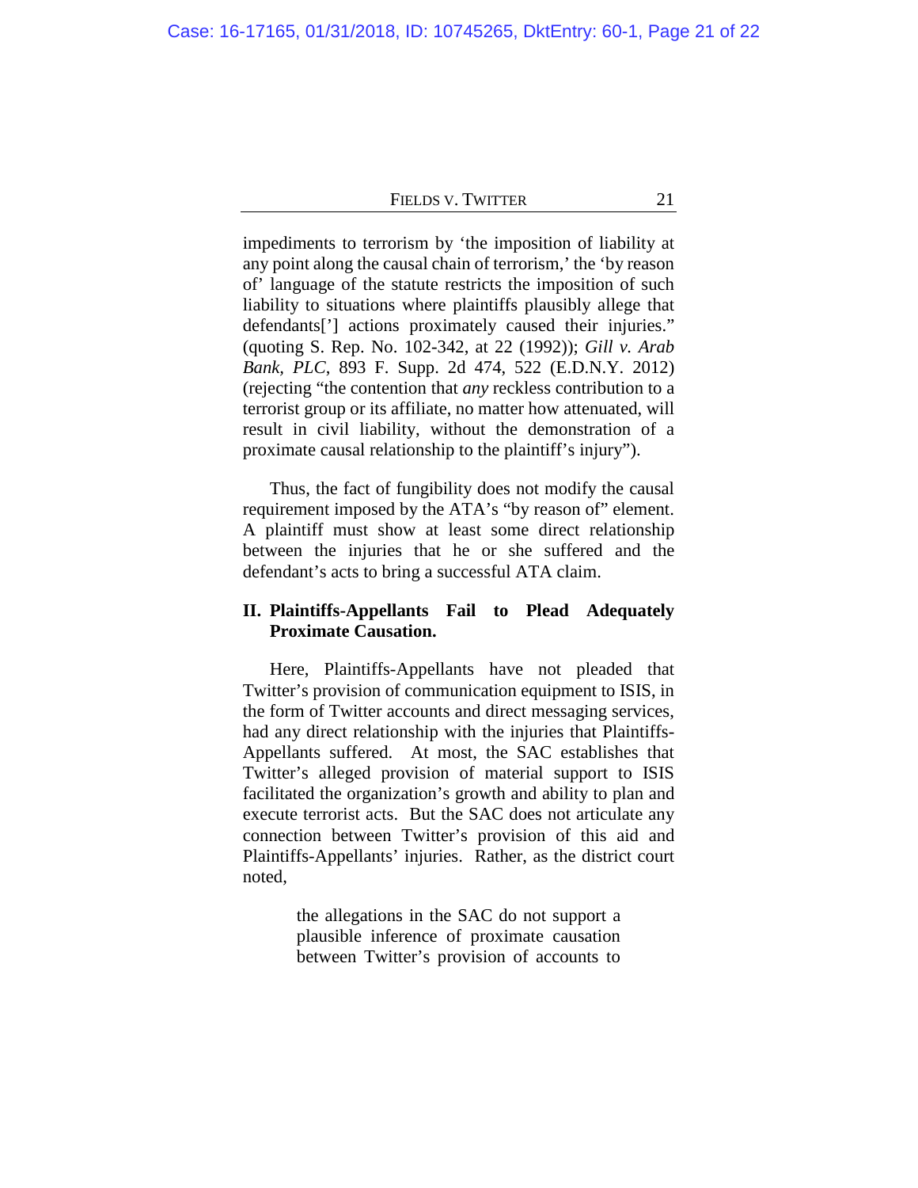impediments to terrorism by 'the imposition of liability at any point along the causal chain of terrorism,' the 'by reason of' language of the statute restricts the imposition of such liability to situations where plaintiffs plausibly allege that defendants['] actions proximately caused their injuries." (quoting S. Rep. No. 102-342, at 22 (1992)); *Gill v. Arab Bank, PLC*, 893 F. Supp. 2d 474, 522 (E.D.N.Y. 2012) (rejecting "the contention that *any* reckless contribution to a terrorist group or its affiliate, no matter how attenuated, will result in civil liability, without the demonstration of a proximate causal relationship to the plaintiff's injury").

Thus, the fact of fungibility does not modify the causal requirement imposed by the ATA's "by reason of" element. A plaintiff must show at least some direct relationship between the injuries that he or she suffered and the defendant's acts to bring a successful ATA claim.

## II. Plaintiffs-Appellants Fail to Plead Adequately Proximate Causation.

Here, Plaintiffs-Appellants have not pleaded that Twitter's provision of communication equipment to ISIS, in the form of Twitter accounts and direct messaging services, had any direct relationship with the injuries that Plaintiffs-Appellants suffered. At most, the SAC establishes that Twitter's alleged provision of material support to ISIS facilitated the organization's growth and ability to plan and execute terrorist acts. But the SAC does not articulate any connection between Twitter's provision of this aid and Plaintiffs-Appellants' injuries. Rather, as the district court noted,

> the allegations in the SAC do not support a plausible inference of proximate causation between Twitter's provision of accounts to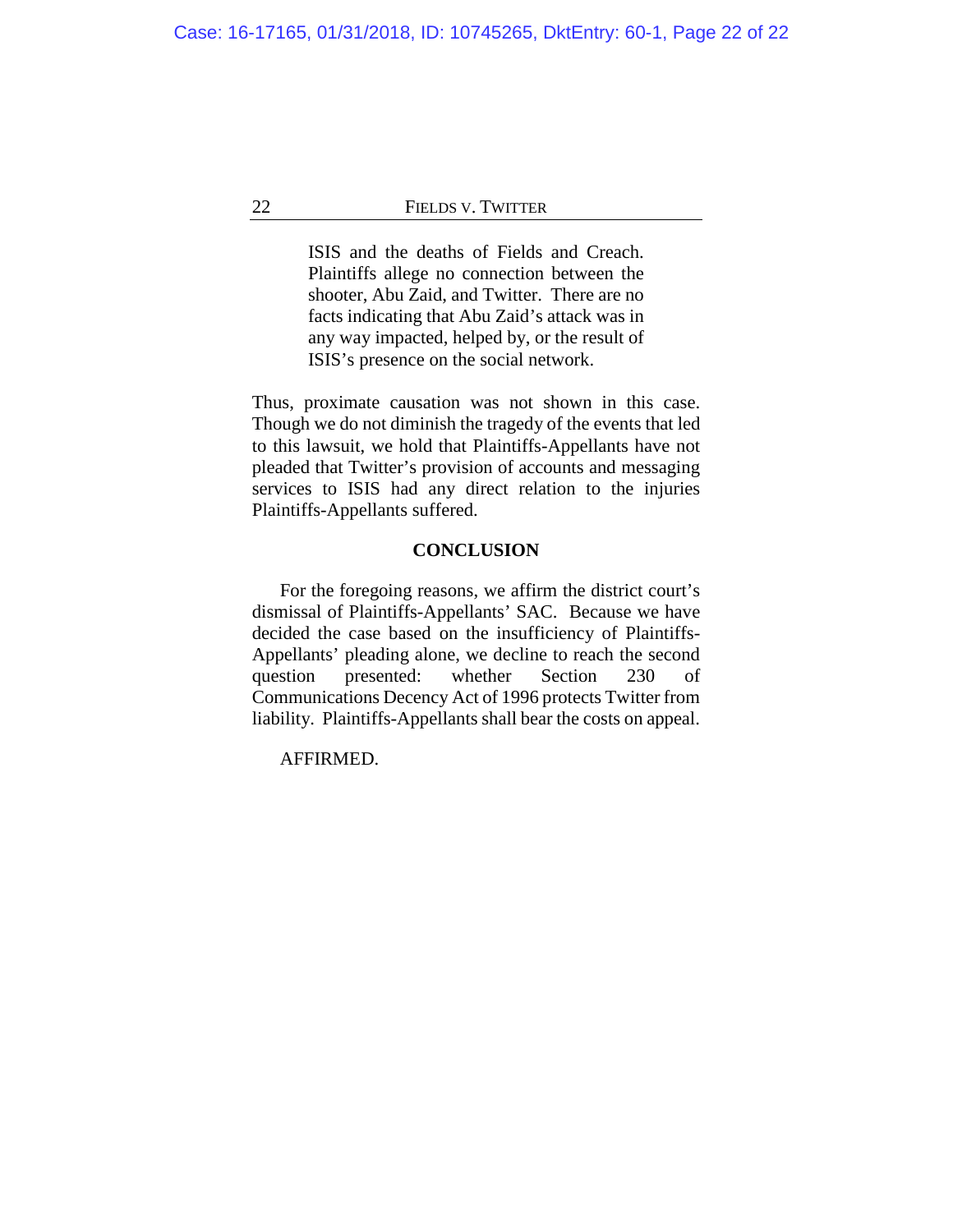> ISIS and the deaths of Fields and Creach. Plaintiffs allege no connection between the shooter, Abu Zaid, and Twitter. There are no facts indicating that Abu Zaid's attack was in any way impacted, helped by, or the result of ISIS's presence on the social network.

Thus, proximate causation was not shown in this case. Though we do not diminish the tragedy of the events that led to this lawsuit, we hold that Plaintiffs-Appellants have not pleaded that Twitter's provision of accounts and messaging services to ISIS had any direct relation to the injuries Plaintiffs-Appellants suffered.

## CONCLUSION

For the foregoing reasons, we affirm the district court's dismissal of Plaintiffs-Appellants' SAC. Because we have decided the case based on the insufficiency of Plaintiffs-Appellants' pleading alone, we decline to reach the second question presented: whether Section 230 of Communications Decency Act of 1996 protects Twitter from liability. Plaintiffs-Appellants shall bear the costs on appeal.

AFFIRMED.